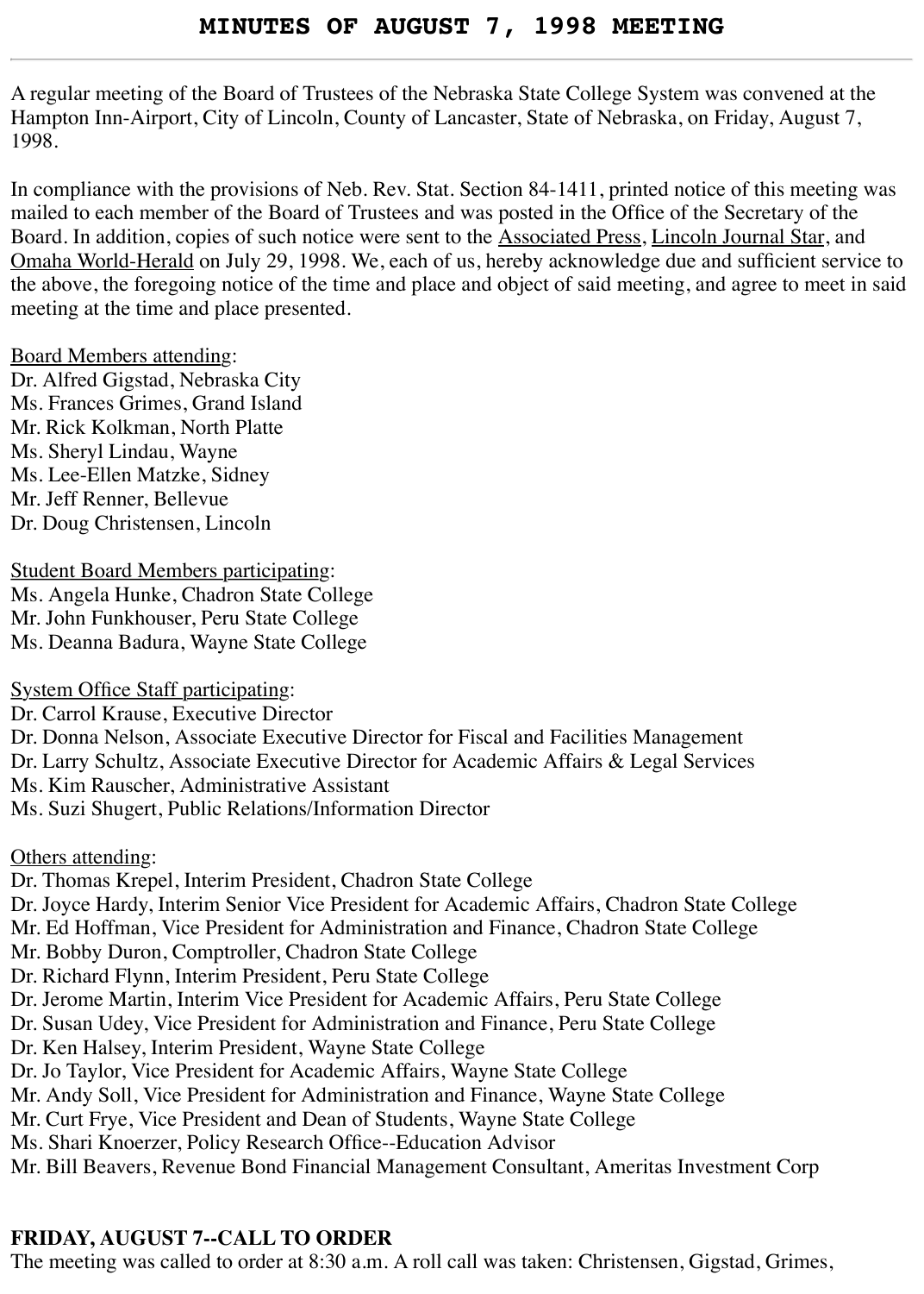# MINUTES OF AUGUST 7, 1998 MEETING

A regular meeting of the Board of Trustees of the Nebraska State College System was convened at the Hampton Inn-Airport, City of Lincoln, County of Lancaster, State of Nebraska, on Friday, August 7, 1998.

In compliance with the provisions of Neb. Rev. Stat. Section 84-1411, printed notice of this meeting was mailed to each member of the Board of Trustees and was posted in the Office of the Secretary of the Board. In addition, copies of such notice were sent to the Associated Press, Lincoln Journal Star, and Omaha World-Herald on July 29, 1998. We, each of us, hereby acknowledge due and sufficient service to the above, the foregoing notice of the time and place and object of said meeting, and agree to meet in said meeting at the time and place presented.

Board Members attending:
Dr. Alfred Gigstad, Nebraska City
Ms. Frances Grimes, Grand Island
Mr. Rick Kolkman, North Platte
Ms. Sheryl Lindau, Wayne
Ms. Lee-Ellen Matzke, Sidney
Mr. Jeff Renner, Bellevue
Dr. Doug Christensen, Lincoln

Student Board Members participating:
Ms. Angela Hunke, Chadron State College
Mr. John Funkhouser, Peru State College
Ms. Deanna Badura, Wayne State College

System Office Staff participating:
Dr. Carrol Krause, Executive Director
Dr. Donna Nelson, Associate Executive Director for Fiscal and Facilities Management
Dr. Larry Schultz, Associate Executive Director for Academic Affairs & Legal Services
Ms. Kim Rauscher, Administrative Assistant
Ms. Suzi Shugert, Public Relations/Information Director

Others attending:
Dr. Thomas Krepel, Interim President, Chadron State College
Dr. Joyce Hardy, Interim Senior Vice President for Academic Affairs, Chadron State College
Mr. Ed Hoffman, Vice President for Administration and Finance, Chadron State College
Mr. Bobby Duron, Comptroller, Chadron State College
Dr. Richard Flynn, Interim President, Peru State College
Dr. Jerome Martin, Interim Vice President for Academic Affairs, Peru State College
Dr. Susan Udey, Vice President for Administration and Finance, Peru State College
Dr. Ken Halsey, Interim President, Wayne State College
Dr. Jo Taylor, Vice President for Academic Affairs, Wayne State College
Mr. Andy Soll, Vice President for Administration and Finance, Wayne State College
Mr. Curt Frye, Vice President and Dean of Students, Wayne State College
Ms. Shari Knoerzer, Policy Research Office--Education Advisor
Mr. Bill Beavers, Revenue Bond Financial Management Consultant, Ameritas Investment Corp

## FRIDAY, AUGUST 7--CALL TO ORDER

The meeting was called to order at 8:30 a.m. A roll call was taken: Christensen, Gigstad, Grimes,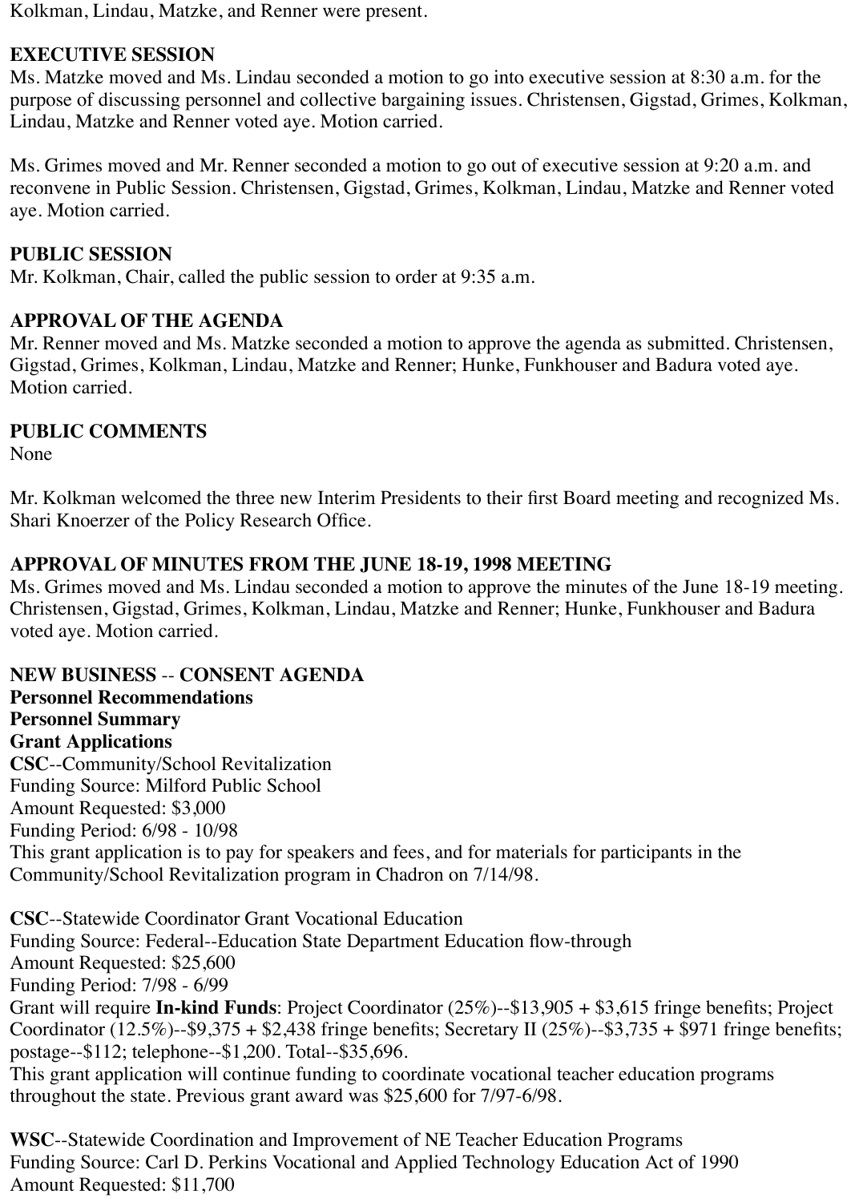Kolkman, Lindau, Matzke, and Renner were present.

**EXECUTIVE SESSION**
Ms. Matzke moved and Ms. Lindau seconded a motion to go into executive session at 8:30 a.m. for the purpose of discussing personnel and collective bargaining issues. Christensen, Gigstad, Grimes, Kolkman, Lindau, Matzke and Renner voted aye. Motion carried.

Ms. Grimes moved and Mr. Renner seconded a motion to go out of executive session at 9:20 a.m. and reconvene in Public Session. Christensen, Gigstad, Grimes, Kolkman, Lindau, Matzke and Renner voted aye. Motion carried.

**PUBLIC SESSION**
Mr. Kolkman, Chair, called the public session to order at 9:35 a.m.

**APPROVAL OF THE AGENDA**
Mr. Renner moved and Ms. Matzke seconded a motion to approve the agenda as submitted. Christensen, Gigstad, Grimes, Kolkman, Lindau, Matzke and Renner; Hunke, Funkhouser and Badura voted aye. Motion carried.

**PUBLIC COMMENTS**
None

Mr. Kolkman welcomed the three new Interim Presidents to their first Board meeting and recognized Ms. Shari Knoerzer of the Policy Research Office.

**APPROVAL OF MINUTES FROM THE JUNE 18-19, 1998 MEETING**
Ms. Grimes moved and Ms. Lindau seconded a motion to approve the minutes of the June 18-19 meeting. Christensen, Gigstad, Grimes, Kolkman, Lindau, Matzke and Renner; Hunke, Funkhouser and Badura voted aye. Motion carried.

**NEW BUSINESS** -- **CONSENT AGENDA**
**Personnel Recommendations**
**Personnel Summary**
**Grant Applications**
**CSC**--Community/School Revitalization
Funding Source: Milford Public School
Amount Requested: $3,000
Funding Period: 6/98 - 10/98
This grant application is to pay for speakers and fees, and for materials for participants in the Community/School Revitalization program in Chadron on 7/14/98.

**CSC**--Statewide Coordinator Grant Vocational Education
Funding Source: Federal--Education State Department Education flow-through
Amount Requested: $25,600
Funding Period: 7/98 - 6/99
Grant will require **In-kind Funds**: Project Coordinator (25%)--$13,905 + $3,615 fringe benefits; Project Coordinator (12.5%)--$9,375 + $2,438 fringe benefits; Secretary II (25%)--$3,735 + $971 fringe benefits; postage--$112; telephone--$1,200. Total--$35,696.
This grant application will continue funding to coordinate vocational teacher education programs throughout the state. Previous grant award was $25,600 for 7/97-6/98.

**WSC**--Statewide Coordination and Improvement of NE Teacher Education Programs
Funding Source: Carl D. Perkins Vocational and Applied Technology Education Act of 1990
Amount Requested: $11,700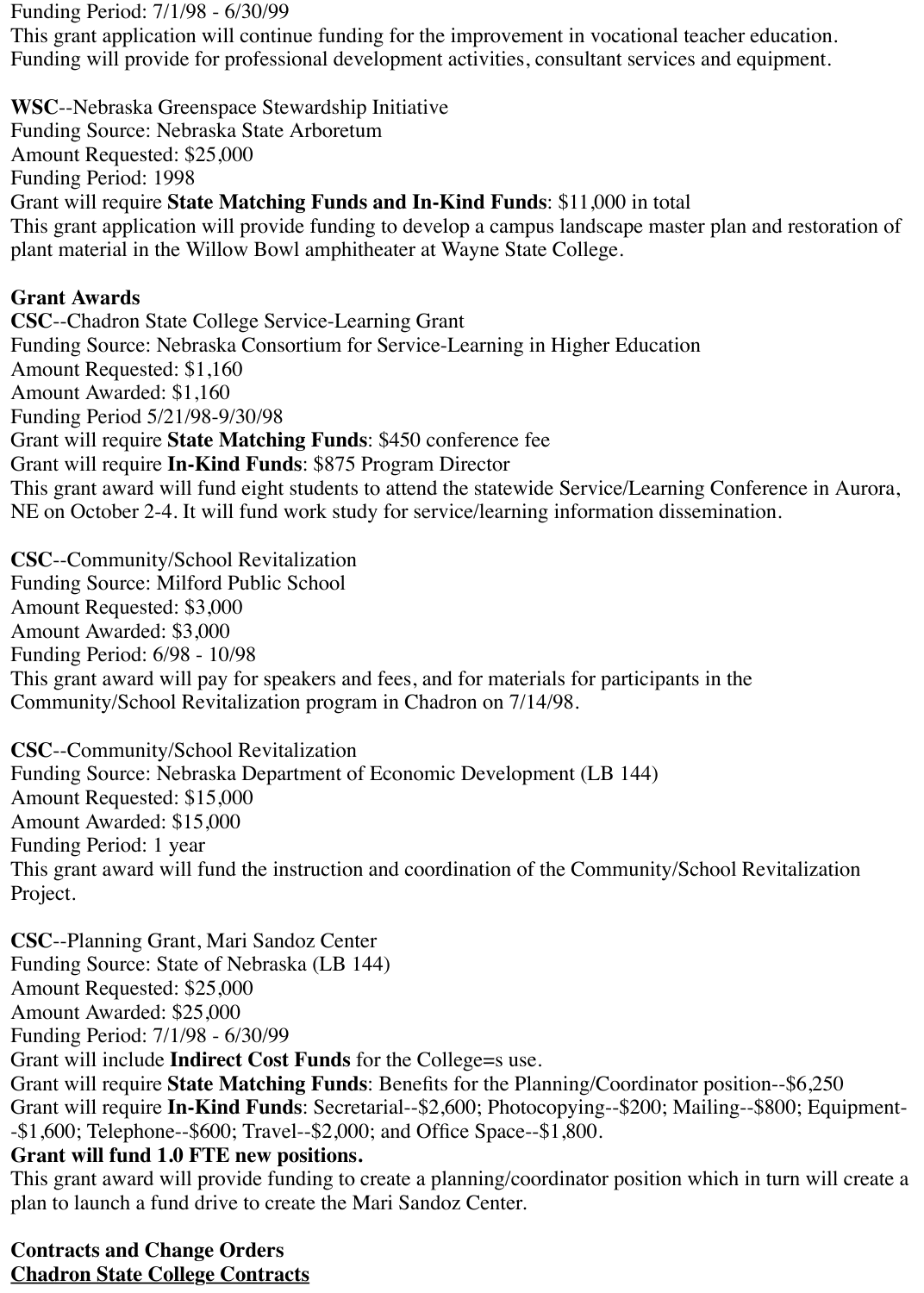Funding Period: 7/1/98 - 6/30/99
This grant application will continue funding for the improvement in vocational teacher education. Funding will provide for professional development activities, consultant services and equipment.

**WSC**--Nebraska Greenspace Stewardship Initiative
Funding Source: Nebraska State Arboretum
Amount Requested: $25,000
Funding Period: 1998
Grant will require **State Matching Funds and In-Kind Funds**: $11,000 in total
This grant application will provide funding to develop a campus landscape master plan and restoration of plant material in the Willow Bowl amphitheater at Wayne State College.

**Grant Awards**
**CSC**--Chadron State College Service-Learning Grant
Funding Source: Nebraska Consortium for Service-Learning in Higher Education
Amount Requested: $1,160
Amount Awarded: $1,160
Funding Period 5/21/98-9/30/98
Grant will require **State Matching Funds**: $450 conference fee
Grant will require **In-Kind Funds**: $875 Program Director
This grant award will fund eight students to attend the statewide Service/Learning Conference in Aurora, NE on October 2-4. It will fund work study for service/learning information dissemination.

**CSC**--Community/School Revitalization
Funding Source: Milford Public School
Amount Requested: $3,000
Amount Awarded: $3,000
Funding Period: 6/98 - 10/98
This grant award will pay for speakers and fees, and for materials for participants in the Community/School Revitalization program in Chadron on 7/14/98.

**CSC**--Community/School Revitalization
Funding Source: Nebraska Department of Economic Development (LB 144)
Amount Requested: $15,000
Amount Awarded: $15,000
Funding Period: 1 year
This grant award will fund the instruction and coordination of the Community/School Revitalization Project.

**CSC**--Planning Grant, Mari Sandoz Center
Funding Source: State of Nebraska (LB 144)
Amount Requested: $25,000
Amount Awarded: $25,000
Funding Period: 7/1/98 - 6/30/99
Grant will include **Indirect Cost Funds** for the College=s use.
Grant will require **State Matching Funds**: Benefits for the Planning/Coordinator position--$6,250
Grant will require **In-Kind Funds**: Secretarial--$2,600; Photocopying--$200; Mailing--$800; Equipment--$1,600; Telephone--$600; Travel--$2,000; and Office Space--$1,800.
**Grant will fund 1.0 FTE new positions.**
This grant award will provide funding to create a planning/coordinator position which in turn will create a plan to launch a fund drive to create the Mari Sandoz Center.

**Contracts and Change Orders**
**<u>Chadron State College Contracts</u>**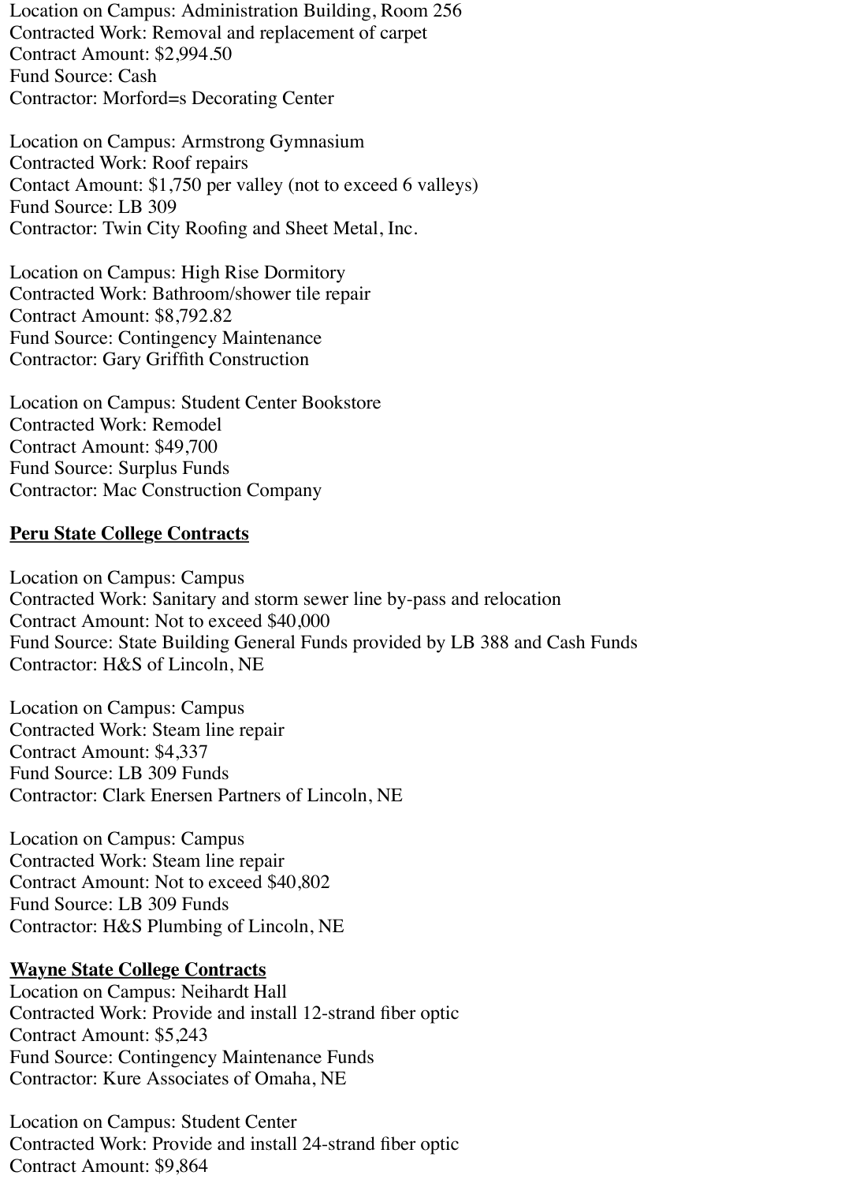Location on Campus: Administration Building, Room 256
Contracted Work: Removal and replacement of carpet
Contract Amount: $2,994.50
Fund Source: Cash
Contractor: Morford=s Decorating Center

Location on Campus: Armstrong Gymnasium
Contracted Work: Roof repairs
Contact Amount: $1,750 per valley (not to exceed 6 valleys)
Fund Source: LB 309
Contractor: Twin City Roofing and Sheet Metal, Inc.

Location on Campus: High Rise Dormitory
Contracted Work: Bathroom/shower tile repair
Contract Amount: $8,792.82
Fund Source: Contingency Maintenance
Contractor: Gary Griffith Construction

Location on Campus: Student Center Bookstore
Contracted Work: Remodel
Contract Amount: $49,700
Fund Source: Surplus Funds
Contractor: Mac Construction Company

**Peru State College Contracts**

Location on Campus: Campus
Contracted Work: Sanitary and storm sewer line by-pass and relocation
Contract Amount: Not to exceed $40,000
Fund Source: State Building General Funds provided by LB 388 and Cash Funds
Contractor: H&S of Lincoln, NE

Location on Campus: Campus
Contracted Work: Steam line repair
Contract Amount: $4,337
Fund Source: LB 309 Funds
Contractor: Clark Enersen Partners of Lincoln, NE

Location on Campus: Campus
Contracted Work: Steam line repair
Contract Amount: Not to exceed $40,802
Fund Source: LB 309 Funds
Contractor: H&S Plumbing of Lincoln, NE

**Wayne State College Contracts**

Location on Campus: Neihardt Hall
Contracted Work: Provide and install 12-strand fiber optic
Contract Amount: $5,243
Fund Source: Contingency Maintenance Funds
Contractor: Kure Associates of Omaha, NE

Location on Campus: Student Center
Contracted Work: Provide and install 24-strand fiber optic
Contract Amount: $9,864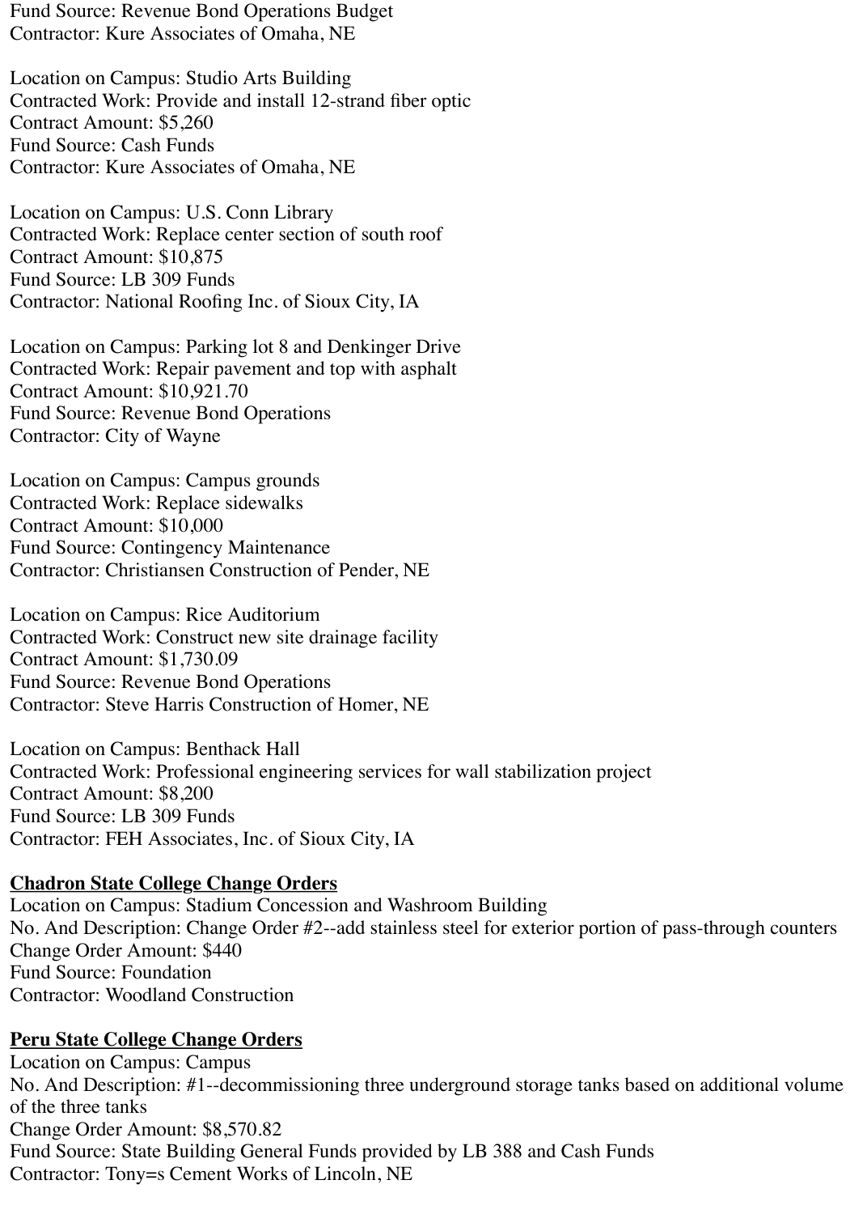Fund Source: Revenue Bond Operations Budget
Contractor: Kure Associates of Omaha, NE

Location on Campus: Studio Arts Building
Contracted Work: Provide and install 12-strand fiber optic
Contract Amount: $5,260
Fund Source: Cash Funds
Contractor: Kure Associates of Omaha, NE

Location on Campus: U.S. Conn Library
Contracted Work: Replace center section of south roof
Contract Amount: $10,875
Fund Source: LB 309 Funds
Contractor: National Roofing Inc. of Sioux City, IA

Location on Campus: Parking lot 8 and Denkinger Drive
Contracted Work: Repair pavement and top with asphalt
Contract Amount: $10,921.70
Fund Source: Revenue Bond Operations
Contractor: City of Wayne

Location on Campus: Campus grounds
Contracted Work: Replace sidewalks
Contract Amount: $10,000
Fund Source: Contingency Maintenance
Contractor: Christiansen Construction of Pender, NE

Location on Campus: Rice Auditorium
Contracted Work: Construct new site drainage facility
Contract Amount: $1,730.09
Fund Source: Revenue Bond Operations
Contractor: Steve Harris Construction of Homer, NE

Location on Campus: Benthack Hall
Contracted Work: Professional engineering services for wall stabilization project
Contract Amount: $8,200
Fund Source: LB 309 Funds
Contractor: FEH Associates, Inc. of Sioux City, IA

**<u>Chadron State College Change Orders</u>**
Location on Campus: Stadium Concession and Washroom Building
No. And Description: Change Order #2--add stainless steel for exterior portion of pass-through counters
Change Order Amount: $440
Fund Source: Foundation
Contractor: Woodland Construction

**<u>Peru State College Change Orders</u>**
Location on Campus: Campus
No. And Description: #1--decommissioning three underground storage tanks based on additional volume of the three tanks
Change Order Amount: $8,570.82
Fund Source: State Building General Funds provided by LB 388 and Cash Funds
Contractor: Tony=s Cement Works of Lincoln, NE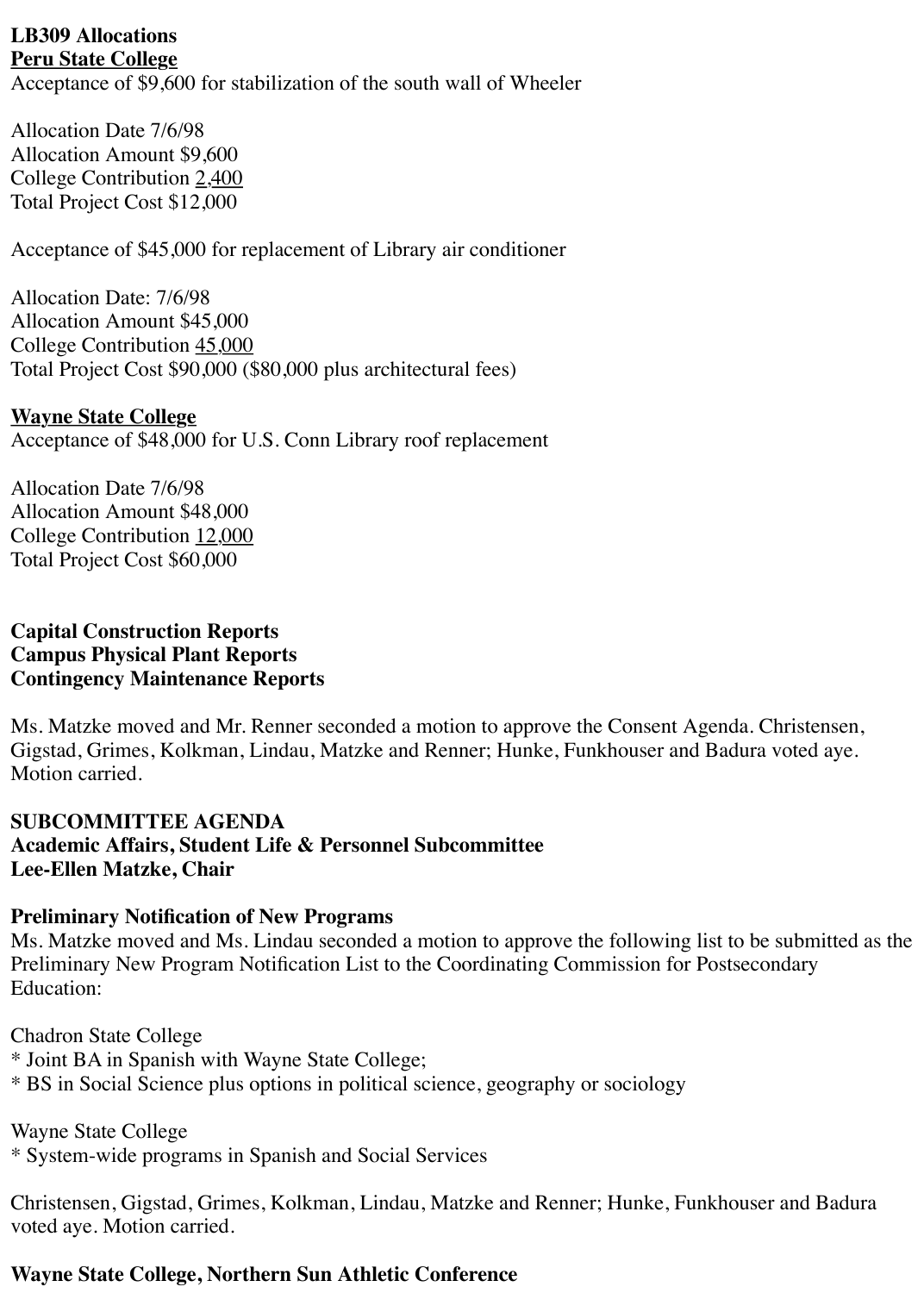**LB309 Allocations**
**Peru State College**
Acceptance of $9,600 for stabilization of the south wall of Wheeler

Allocation Date 7/6/98
Allocation Amount $9,600
College Contribution 2,400
Total Project Cost $12,000

Acceptance of $45,000 for replacement of Library air conditioner

Allocation Date: 7/6/98
Allocation Amount $45,000
College Contribution 45,000
Total Project Cost $90,000 ($80,000 plus architectural fees)

**Wayne State College**
Acceptance of $48,000 for U.S. Conn Library roof replacement

Allocation Date 7/6/98
Allocation Amount $48,000
College Contribution 12,000
Total Project Cost $60,000

**Capital Construction Reports**
**Campus Physical Plant Reports**
**Contingency Maintenance Reports**

Ms. Matzke moved and Mr. Renner seconded a motion to approve the Consent Agenda. Christensen, Gigstad, Grimes, Kolkman, Lindau, Matzke and Renner; Hunke, Funkhouser and Badura voted aye. Motion carried.

**SUBCOMMITTEE AGENDA**
**Academic Affairs, Student Life & Personnel Subcommittee**
**Lee-Ellen Matzke, Chair**

**Preliminary Notification of New Programs**
Ms. Matzke moved and Ms. Lindau seconded a motion to approve the following list to be submitted as the Preliminary New Program Notification List to the Coordinating Commission for Postsecondary Education:

Chadron State College
* Joint BA in Spanish with Wayne State College;
* BS in Social Science plus options in political science, geography or sociology

Wayne State College
* System-wide programs in Spanish and Social Services

Christensen, Gigstad, Grimes, Kolkman, Lindau, Matzke and Renner; Hunke, Funkhouser and Badura voted aye. Motion carried.

**Wayne State College, Northern Sun Athletic Conference**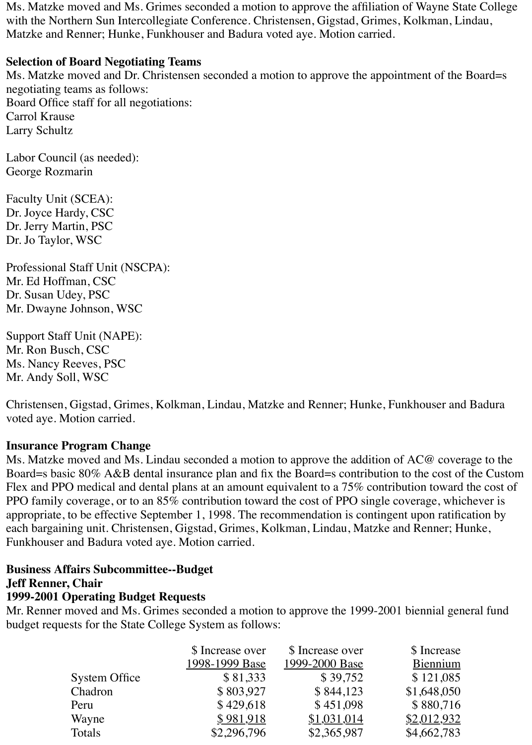Ms. Matzke moved and Ms. Grimes seconded a motion to approve the affiliation of Wayne State College with the Northern Sun Intercollegiate Conference. Christensen, Gigstad, Grimes, Kolkman, Lindau, Matzke and Renner; Hunke, Funkhouser and Badura voted aye. Motion carried.

**Selection of Board Negotiating Teams**
Ms. Matzke moved and Dr. Christensen seconded a motion to approve the appointment of the Board=s negotiating teams as follows:
Board Office staff for all negotiations:
Carrol Krause
Larry Schultz

Labor Council (as needed):
George Rozmarin

Faculty Unit (SCEA):
Dr. Joyce Hardy, CSC
Dr. Jerry Martin, PSC
Dr. Jo Taylor, WSC

Professional Staff Unit (NSCPA):
Mr. Ed Hoffman, CSC
Dr. Susan Udey, PSC
Mr. Dwayne Johnson, WSC

Support Staff Unit (NAPE):
Mr. Ron Busch, CSC
Ms. Nancy Reeves, PSC
Mr. Andy Soll, WSC

Christensen, Gigstad, Grimes, Kolkman, Lindau, Matzke and Renner; Hunke, Funkhouser and Badura voted aye. Motion carried.

**Insurance Program Change**
Ms. Matzke moved and Ms. Lindau seconded a motion to approve the addition of AC@ coverage to the Board=s basic 80% A&B dental insurance plan and fix the Board=s contribution to the cost of the Custom Flex and PPO medical and dental plans at an amount equivalent to a 75% contribution toward the cost of PPO family coverage, or to an 85% contribution toward the cost of PPO single coverage, whichever is appropriate, to be effective September 1, 1998. The recommendation is contingent upon ratification by each bargaining unit. Christensen, Gigstad, Grimes, Kolkman, Lindau, Matzke and Renner; Hunke, Funkhouser and Badura voted aye. Motion carried.

**Business Affairs Subcommittee--Budget**
**Jeff Renner, Chair**
**1999-2001 Operating Budget Requests**
Mr. Renner moved and Ms. Grimes seconded a motion to approve the 1999-2001 biennial general fund budget requests for the State College System as follows:

| | $ Increase over 1998-1999 Base | $ Increase over 1999-2000 Base | $ Increase Biennium |
|---|---|---|---|
| System Office | $ 81,333 | $ 39,752 | $ 121,085 |
| Chadron | $ 803,927 | $ 844,123 | $1,648,050 |
| Peru | $ 429,618 | $ 451,098 | $ 880,716 |
| Wayne | $ 981,918 | $1,031,014 | $2,012,932 |
| Totals | $2,296,796 | $2,365,987 | $4,662,783 |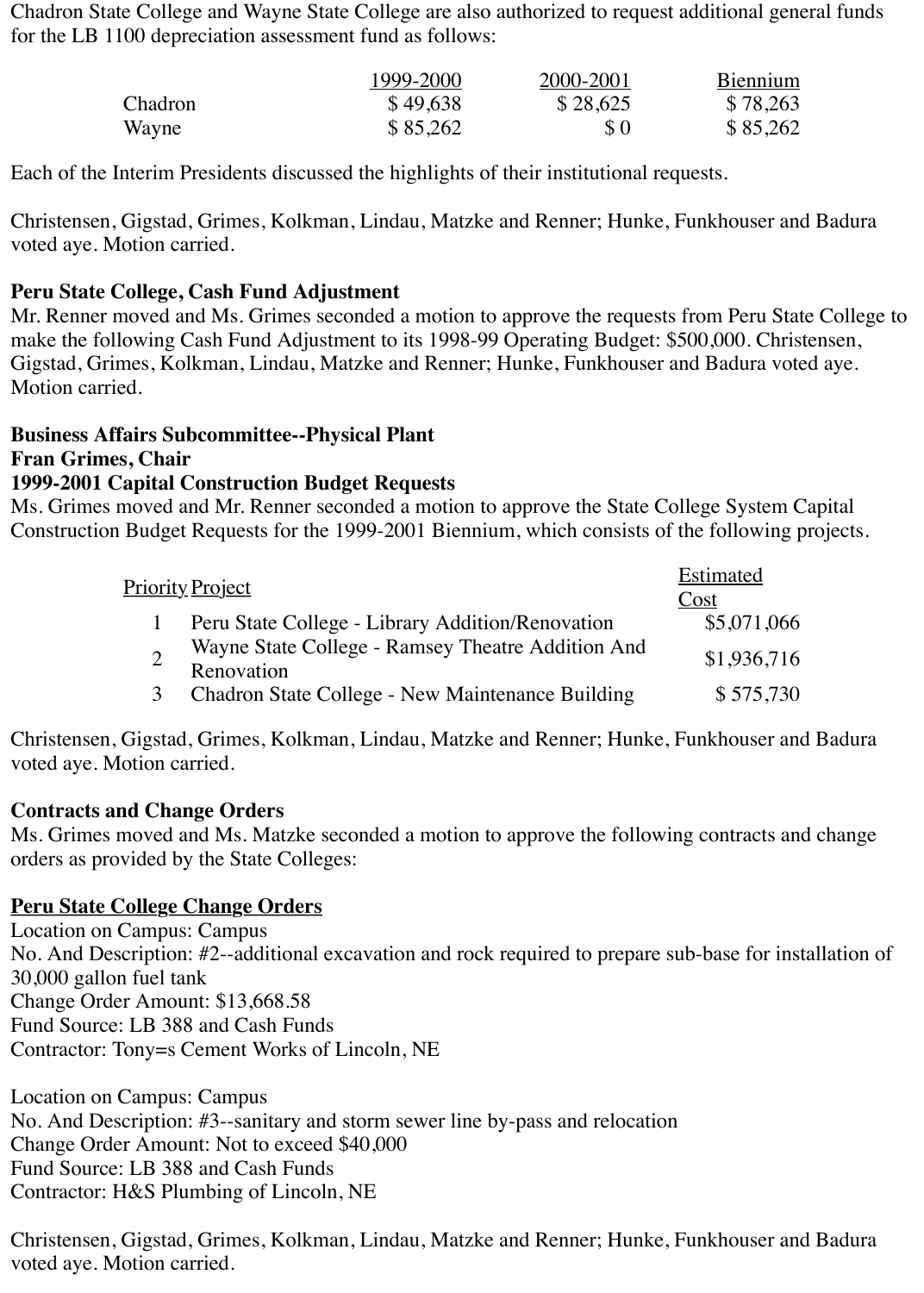Chadron State College and Wayne State College are also authorized to request additional general funds for the LB 1100 depreciation assessment fund as follows:

| | 1999-2000 | 2000-2001 | Biennium |
|---|---|---|---|
| Chadron | $ 49,638 | $ 28,625 | $ 78,263 |
| Wayne | $ 85,262 | $ 0 | $ 85,262 |

Each of the Interim Presidents discussed the highlights of their institutional requests.

Christensen, Gigstad, Grimes, Kolkman, Lindau, Matzke and Renner; Hunke, Funkhouser and Badura voted aye. Motion carried.

**Peru State College, Cash Fund Adjustment**
Mr. Renner moved and Ms. Grimes seconded a motion to approve the requests from Peru State College to make the following Cash Fund Adjustment to its 1998-99 Operating Budget: $500,000. Christensen, Gigstad, Grimes, Kolkman, Lindau, Matzke and Renner; Hunke, Funkhouser and Badura voted aye. Motion carried.

**Business Affairs Subcommittee--Physical Plant**
**Fran Grimes, Chair**
**1999-2001 Capital Construction Budget Requests**
Ms. Grimes moved and Mr. Renner seconded a motion to approve the State College System Capital Construction Budget Requests for the 1999-2001 Biennium, which consists of the following projects.

| Priority | Project | Estimated Cost |
|---|---|---|
| 1 | Peru State College - Library Addition/Renovation | $5,071,066 |
| 2 | Wayne State College - Ramsey Theatre Addition And Renovation | $1,936,716 |
| 3 | Chadron State College - New Maintenance Building | $ 575,730 |

Christensen, Gigstad, Grimes, Kolkman, Lindau, Matzke and Renner; Hunke, Funkhouser and Badura voted aye. Motion carried.

**Contracts and Change Orders**
Ms. Grimes moved and Ms. Matzke seconded a motion to approve the following contracts and change orders as provided by the State Colleges:

**Peru State College Change Orders**
Location on Campus: Campus
No. And Description: #2--additional excavation and rock required to prepare sub-base for installation of 30,000 gallon fuel tank
Change Order Amount: $13,668.58
Fund Source: LB 388 and Cash Funds
Contractor: Tony=s Cement Works of Lincoln, NE

Location on Campus: Campus
No. And Description: #3--sanitary and storm sewer line by-pass and relocation
Change Order Amount: Not to exceed $40,000
Fund Source: LB 388 and Cash Funds
Contractor: H&S Plumbing of Lincoln, NE

Christensen, Gigstad, Grimes, Kolkman, Lindau, Matzke and Renner; Hunke, Funkhouser and Badura voted aye. Motion carried.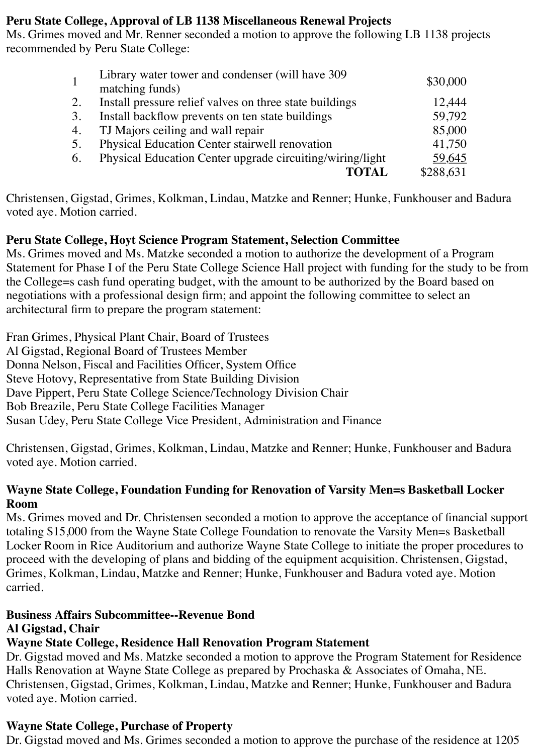**Peru State College, Approval of LB 1138 Miscellaneous Renewal Projects**
Ms. Grimes moved and Mr. Renner seconded a motion to approve the following LB 1138 projects recommended by Peru State College:

| | | |
|---|---|---|
| 1 | Library water tower and condenser (will have 309 matching funds) | $30,000 |
| 2. | Install pressure relief valves on three state buildings | 12,444 |
| 3. | Install backflow prevents on ten state buildings | 59,792 |
| 4. | TJ Majors ceiling and wall repair | 85,000 |
| 5. | Physical Education Center stairwell renovation | 41,750 |
| 6. | Physical Education Center upgrade circuiting/wiring/light | 59,645 |
| | **TOTAL** | $288,631 |

Christensen, Gigstad, Grimes, Kolkman, Lindau, Matzke and Renner; Hunke, Funkhouser and Badura voted aye. Motion carried.

**Peru State College, Hoyt Science Program Statement, Selection Committee**
Ms. Grimes moved and Ms. Matzke seconded a motion to authorize the development of a Program Statement for Phase I of the Peru State College Science Hall project with funding for the study to be from the College=s cash fund operating budget, with the amount to be authorized by the Board based on negotiations with a professional design firm; and appoint the following committee to select an architectural firm to prepare the program statement:

Fran Grimes, Physical Plant Chair, Board of Trustees
Al Gigstad, Regional Board of Trustees Member
Donna Nelson, Fiscal and Facilities Officer, System Office
Steve Hotovy, Representative from State Building Division
Dave Pippert, Peru State College Science/Technology Division Chair
Bob Breazile, Peru State College Facilities Manager
Susan Udey, Peru State College Vice President, Administration and Finance

Christensen, Gigstad, Grimes, Kolkman, Lindau, Matzke and Renner; Hunke, Funkhouser and Badura voted aye. Motion carried.

**Wayne State College, Foundation Funding for Renovation of Varsity Men=s Basketball Locker Room**
Ms. Grimes moved and Dr. Christensen seconded a motion to approve the acceptance of financial support totaling $15,000 from the Wayne State College Foundation to renovate the Varsity Men=s Basketball Locker Room in Rice Auditorium and authorize Wayne State College to initiate the proper procedures to proceed with the developing of plans and bidding of the equipment acquisition. Christensen, Gigstad, Grimes, Kolkman, Lindau, Matzke and Renner; Hunke, Funkhouser and Badura voted aye. Motion carried.

**Business Affairs Subcommittee--Revenue Bond**
**Al Gigstad, Chair**
**Wayne State College, Residence Hall Renovation Program Statement**
Dr. Gigstad moved and Ms. Matzke seconded a motion to approve the Program Statement for Residence Halls Renovation at Wayne State College as prepared by Prochaska & Associates of Omaha, NE. Christensen, Gigstad, Grimes, Kolkman, Lindau, Matzke and Renner; Hunke, Funkhouser and Badura voted aye. Motion carried.

**Wayne State College, Purchase of Property**
Dr. Gigstad moved and Ms. Grimes seconded a motion to approve the purchase of the residence at 1205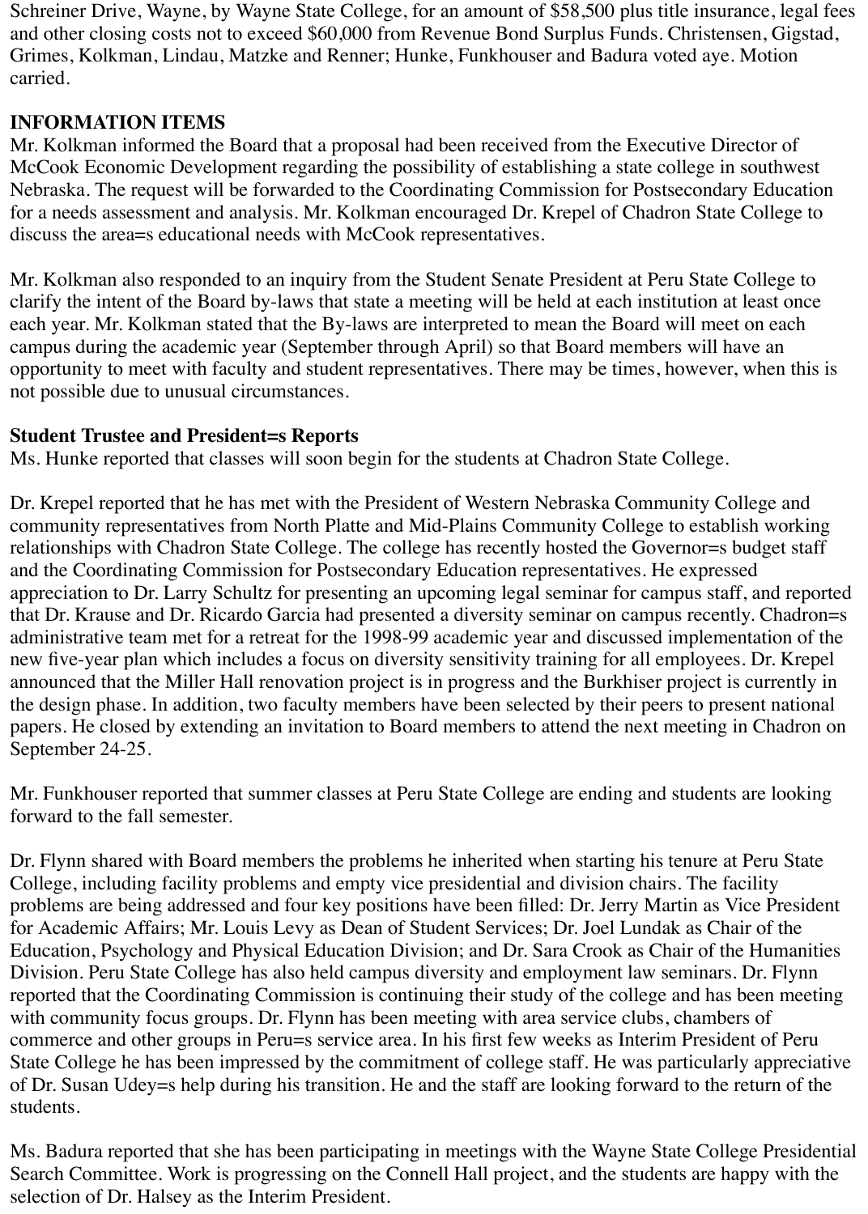Schreiner Drive, Wayne, by Wayne State College, for an amount of $58,500 plus title insurance, legal fees and other closing costs not to exceed $60,000 from Revenue Bond Surplus Funds. Christensen, Gigstad, Grimes, Kolkman, Lindau, Matzke and Renner; Hunke, Funkhouser and Badura voted aye. Motion carried.

**INFORMATION ITEMS**

Mr. Kolkman informed the Board that a proposal had been received from the Executive Director of McCook Economic Development regarding the possibility of establishing a state college in southwest Nebraska. The request will be forwarded to the Coordinating Commission for Postsecondary Education for a needs assessment and analysis. Mr. Kolkman encouraged Dr. Krepel of Chadron State College to discuss the area=s educational needs with McCook representatives.

Mr. Kolkman also responded to an inquiry from the Student Senate President at Peru State College to clarify the intent of the Board by-laws that state a meeting will be held at each institution at least once each year. Mr. Kolkman stated that the By-laws are interpreted to mean the Board will meet on each campus during the academic year (September through April) so that Board members will have an opportunity to meet with faculty and student representatives. There may be times, however, when this is not possible due to unusual circumstances.

**Student Trustee and President=s Reports**

Ms. Hunke reported that classes will soon begin for the students at Chadron State College.

Dr. Krepel reported that he has met with the President of Western Nebraska Community College and community representatives from North Platte and Mid-Plains Community College to establish working relationships with Chadron State College. The college has recently hosted the Governor=s budget staff and the Coordinating Commission for Postsecondary Education representatives. He expressed appreciation to Dr. Larry Schultz for presenting an upcoming legal seminar for campus staff, and reported that Dr. Krause and Dr. Ricardo Garcia had presented a diversity seminar on campus recently. Chadron=s administrative team met for a retreat for the 1998-99 academic year and discussed implementation of the new five-year plan which includes a focus on diversity sensitivity training for all employees. Dr. Krepel announced that the Miller Hall renovation project is in progress and the Burkhiser project is currently in the design phase. In addition, two faculty members have been selected by their peers to present national papers. He closed by extending an invitation to Board members to attend the next meeting in Chadron on September 24-25.

Mr. Funkhouser reported that summer classes at Peru State College are ending and students are looking forward to the fall semester.

Dr. Flynn shared with Board members the problems he inherited when starting his tenure at Peru State College, including facility problems and empty vice presidential and division chairs. The facility problems are being addressed and four key positions have been filled: Dr. Jerry Martin as Vice President for Academic Affairs; Mr. Louis Levy as Dean of Student Services; Dr. Joel Lundak as Chair of the Education, Psychology and Physical Education Division; and Dr. Sara Crook as Chair of the Humanities Division. Peru State College has also held campus diversity and employment law seminars. Dr. Flynn reported that the Coordinating Commission is continuing their study of the college and has been meeting with community focus groups. Dr. Flynn has been meeting with area service clubs, chambers of commerce and other groups in Peru=s service area. In his first few weeks as Interim President of Peru State College he has been impressed by the commitment of college staff. He was particularly appreciative of Dr. Susan Udey=s help during his transition. He and the staff are looking forward to the return of the students.

Ms. Badura reported that she has been participating in meetings with the Wayne State College Presidential Search Committee. Work is progressing on the Connell Hall project, and the students are happy with the selection of Dr. Halsey as the Interim President.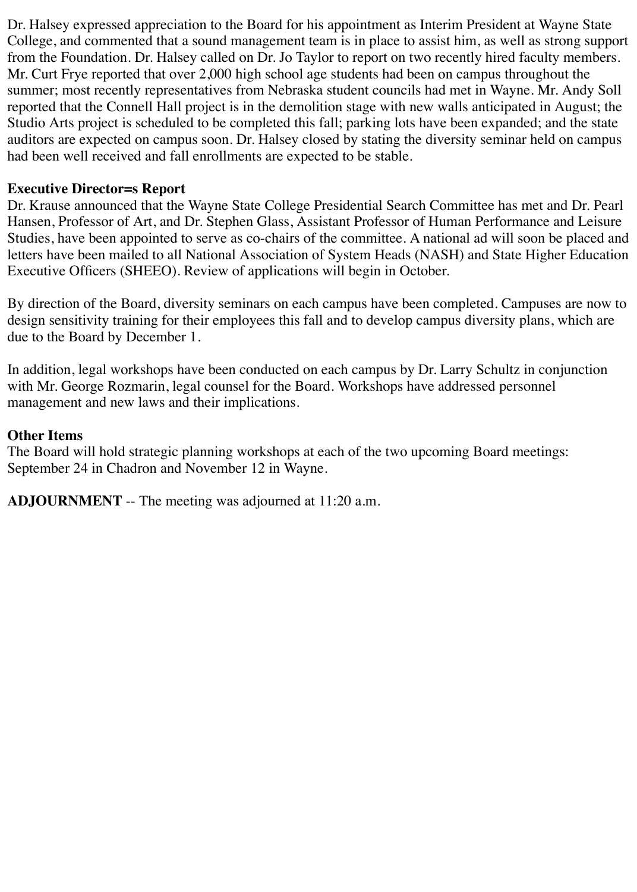Dr. Halsey expressed appreciation to the Board for his appointment as Interim President at Wayne State College, and commented that a sound management team is in place to assist him, as well as strong support from the Foundation. Dr. Halsey called on Dr. Jo Taylor to report on two recently hired faculty members. Mr. Curt Frye reported that over 2,000 high school age students had been on campus throughout the summer; most recently representatives from Nebraska student councils had met in Wayne. Mr. Andy Soll reported that the Connell Hall project is in the demolition stage with new walls anticipated in August; the Studio Arts project is scheduled to be completed this fall; parking lots have been expanded; and the state auditors are expected on campus soon. Dr. Halsey closed by stating the diversity seminar held on campus had been well received and fall enrollments are expected to be stable.

**Executive Director=s Report**
Dr. Krause announced that the Wayne State College Presidential Search Committee has met and Dr. Pearl Hansen, Professor of Art, and Dr. Stephen Glass, Assistant Professor of Human Performance and Leisure Studies, have been appointed to serve as co-chairs of the committee. A national ad will soon be placed and letters have been mailed to all National Association of System Heads (NASH) and State Higher Education Executive Officers (SHEEO). Review of applications will begin in October.

By direction of the Board, diversity seminars on each campus have been completed. Campuses are now to design sensitivity training for their employees this fall and to develop campus diversity plans, which are due to the Board by December 1.

In addition, legal workshops have been conducted on each campus by Dr. Larry Schultz in conjunction with Mr. George Rozmarin, legal counsel for the Board. Workshops have addressed personnel management and new laws and their implications.

**Other Items**
The Board will hold strategic planning workshops at each of the two upcoming Board meetings: September 24 in Chadron and November 12 in Wayne.

**ADJOURNMENT** -- The meeting was adjourned at 11:20 a.m.